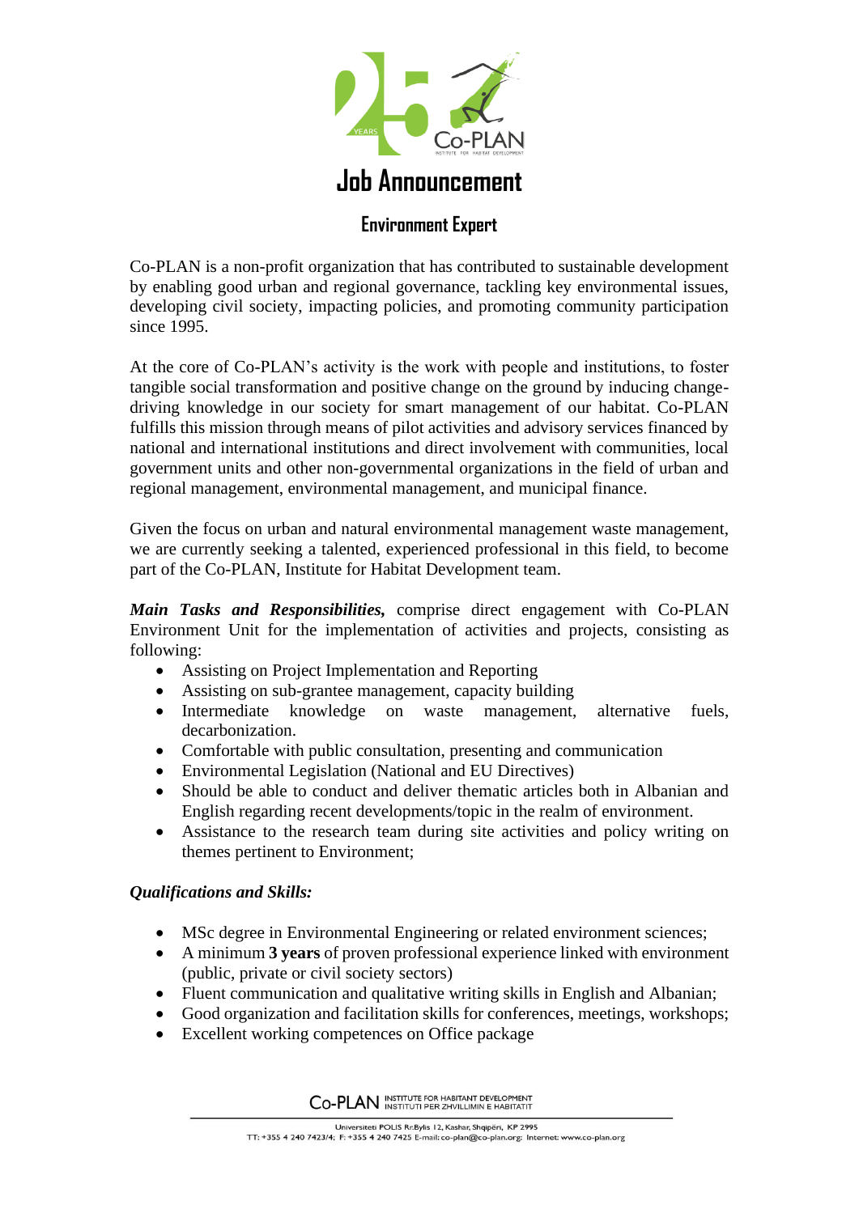# Job Announcement

## Environment Expert

Co-PLAN is a non-profit organization that has contributed to sustainable development by enabling good urban and regional governance, tackling key environmental issues, developing civil society, impacting policies, and promoting community participation since 1995.

At the core of Co-PLAN's activity is the work with people and institutions, to foster tangible social transformation and positive change on the ground by inducing change-driving knowledge in our society for smart management of our habitat. Co-PLAN fulfills this mission through means of pilot activities and advisory services financed by national and international institutions and direct involvement with communities, local government units and other non-governmental organizations in the field of urban and regional management, environmental management, and municipal finance.

Given the focus on urban and natural environmental management waste management, we are currently seeking a talented, experienced professional in this field, to become part of the Co-PLAN, Institute for Habitat Development team.

***Main Tasks and Responsibilities,*** comprise direct engagement with Co-PLAN Environment Unit for the implementation of activities and projects, consisting as following:

- Assisting on Project Implementation and Reporting
- Assisting on sub-grantee management, capacity building
- Intermediate knowledge on waste management, alternative fuels, decarbonization.
- Comfortable with public consultation, presenting and communication
- Environmental Legislation (National and EU Directives)
- Should be able to conduct and deliver thematic articles both in Albanian and English regarding recent developments/topic in the realm of environment.
- Assistance to the research team during site activities and policy writing on themes pertinent to Environment;

***Qualifications and Skills:***

- MSc degree in Environmental Engineering or related environment sciences;
- A minimum **3 years** of proven professional experience linked with environment (public, private or civil society sectors)
- Fluent communication and qualitative writing skills in English and Albanian;
- Good organization and facilitation skills for conferences, meetings, workshops;
- Excellent working competences on Office package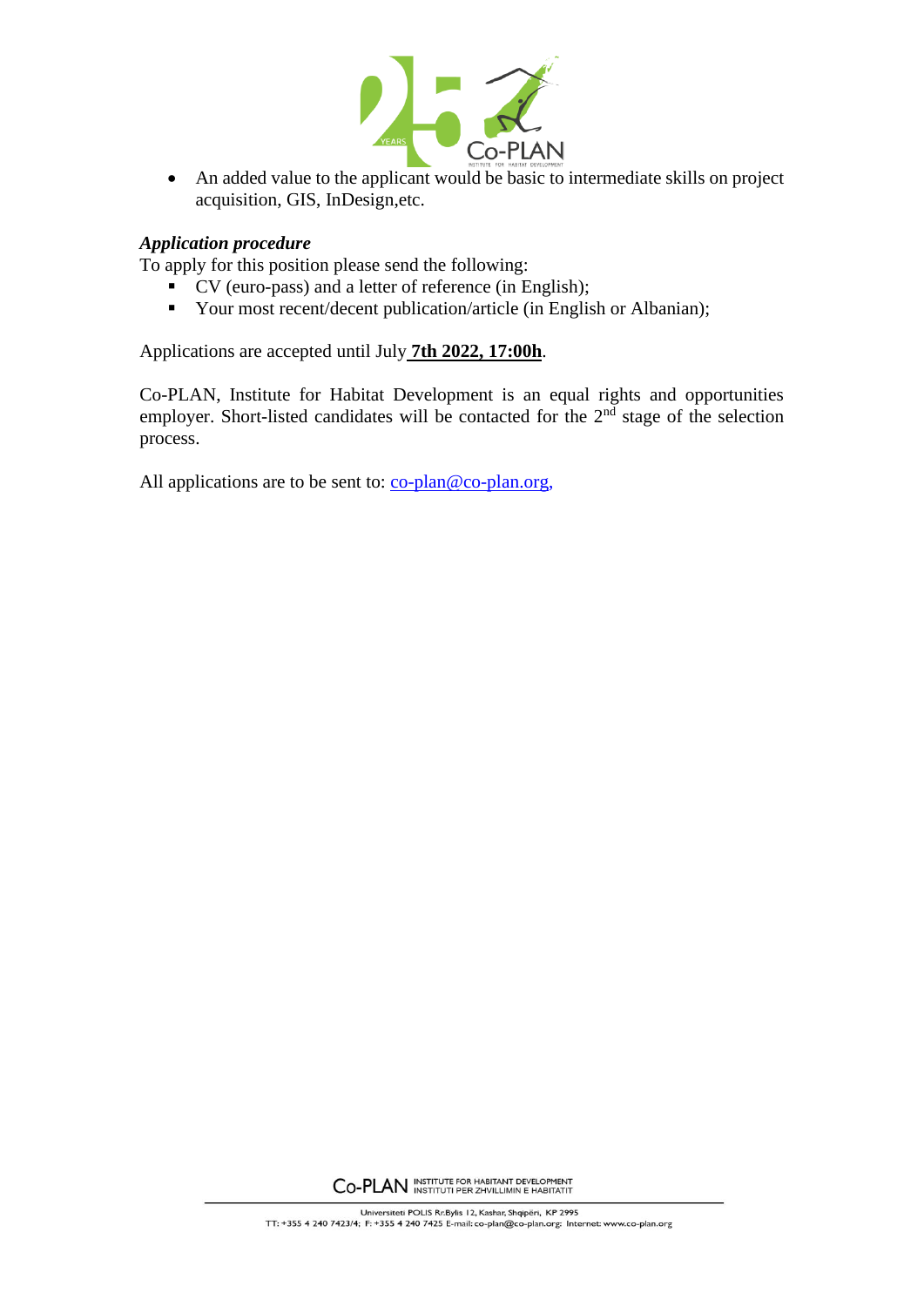- An added value to the applicant would be basic to intermediate skills on project acquisition, GIS, InDesign,etc.

***Application procedure***

To apply for this position please send the following:

- CV (euro-pass) and a letter of reference (in English);
- Your most recent/decent publication/article (in English or Albanian);

Applications are accepted until July **7th 2022, 17:00h**.

Co-PLAN, Institute for Habitat Development is an equal rights and opportunities employer. Short-listed candidates will be contacted for the 2nd stage of the selection process.

All applications are to be sent to: co-plan@co-plan.org,